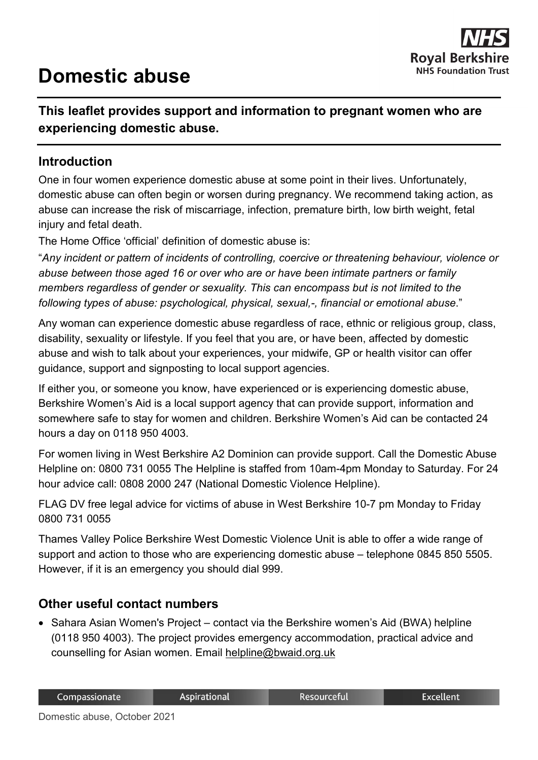# Domestic abuse

**This leaflet provides support and information to pregnant women who are experiencing domestic abuse.**

## Introduction

One in four women experience domestic abuse at some point in their lives. Unfortunately, domestic abuse can often begin or worsen during pregnancy. We recommend taking action, as abuse can increase the risk of miscarriage, infection, premature birth, low birth weight, fetal injury and fetal death.

The Home Office 'official' definition of domestic abuse is:

"*Any incident or pattern of incidents of controlling, coercive or threatening behaviour, violence or abuse between those aged 16 or over who are or have been intimate partners or family members regardless of gender or sexuality. This can encompass but is not limited to the following types of abuse: psychological, physical, sexual,-, financial or emotional abuse*."

Any woman can experience domestic abuse regardless of race, ethnic or religious group, class, disability, sexuality or lifestyle. If you feel that you are, or have been, affected by domestic abuse and wish to talk about your experiences, your midwife, GP or health visitor can offer guidance, support and signposting to local support agencies.

If either you, or someone you know, have experienced or is experiencing domestic abuse, Berkshire Women's Aid is a local support agency that can provide support, information and somewhere safe to stay for women and children. Berkshire Women's Aid can be contacted 24 hours a day on 0118 950 4003.

For women living in West Berkshire A2 Dominion can provide support. Call the Domestic Abuse Helpline on: 0800 731 0055 The Helpline is staffed from 10am-4pm Monday to Saturday. For 24 hour advice call: 0808 2000 247 (National Domestic Violence Helpline).

FLAG DV free legal advice for victims of abuse in West Berkshire 10-7 pm Monday to Friday 0800 731 0055

Thames Valley Police Berkshire West Domestic Violence Unit is able to offer a wide range of support and action to those who are experiencing domestic abuse – telephone 0845 850 5505. However, if it is an emergency you should dial 999.

## Other useful contact numbers

- Sahara Asian Women's Project – contact via the Berkshire women's Aid (BWA) helpline (0118 950 4003). The project provides emergency accommodation, practical advice and counselling for Asian women. Email helpline@bwaid.org.uk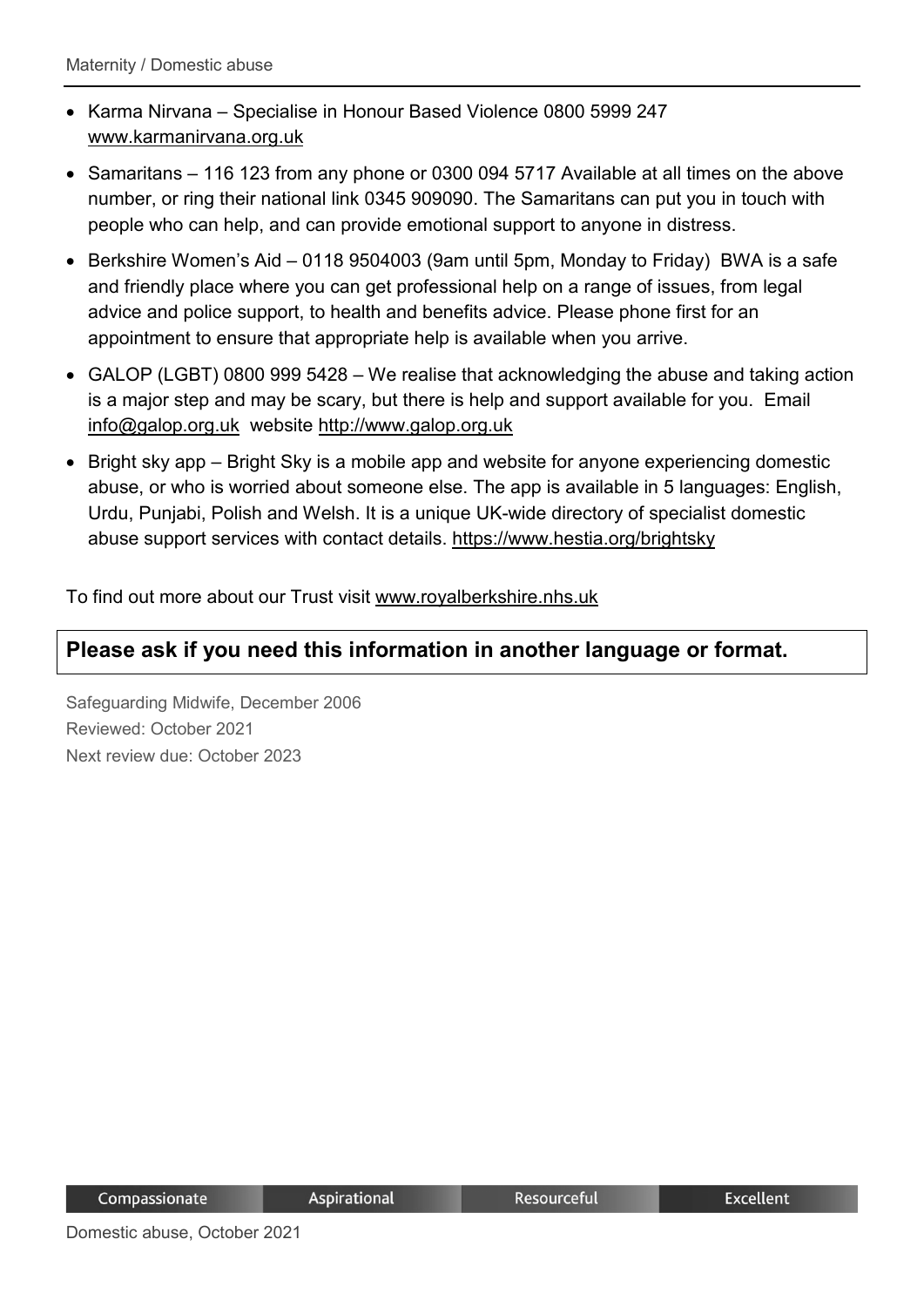- Karma Nirvana – Specialise in Honour Based Violence 0800 5999 247 www.karmanirvana.org.uk
- Samaritans – 116 123 from any phone or 0300 094 5717 Available at all times on the above number, or ring their national link 0345 909090. The Samaritans can put you in touch with people who can help, and can provide emotional support to anyone in distress.
- Berkshire Women's Aid – 0118 9504003 (9am until 5pm, Monday to Friday) BWA is a safe and friendly place where you can get professional help on a range of issues, from legal advice and police support, to health and benefits advice. Please phone first for an appointment to ensure that appropriate help is available when you arrive.
- GALOP (LGBT) 0800 999 5428 – We realise that acknowledging the abuse and taking action is a major step and may be scary, but there is help and support available for you. Email info@galop.org.uk website http://www.galop.org.uk
- Bright sky app – Bright Sky is a mobile app and website for anyone experiencing domestic abuse, or who is worried about someone else. The app is available in 5 languages: English, Urdu, Punjabi, Polish and Welsh. It is a unique UK-wide directory of specialist domestic abuse support services with contact details. https://www.hestia.org/brightsky

To find out more about our Trust visit www.royalberkshire.nhs.uk

**Please ask if you need this information in another language or format.**

Safeguarding Midwife, December 2006
Reviewed: October 2021
Next review due: October 2023

Compassionate | Aspirational | Resourceful | Excellent